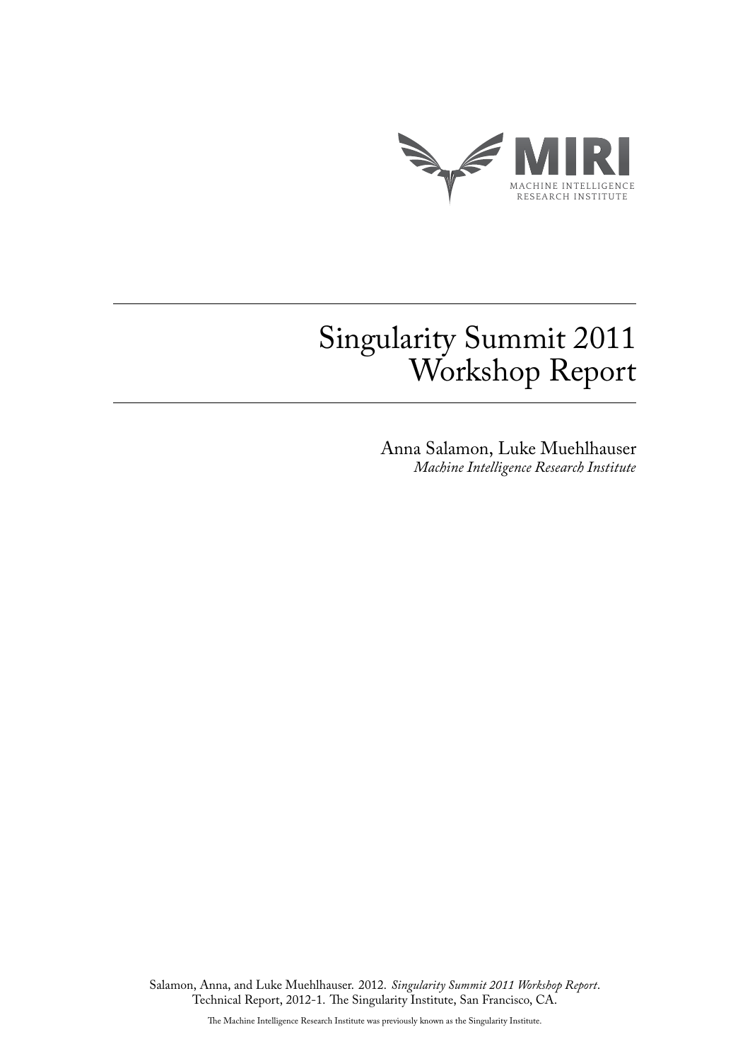MIRI

MACHINE INTELLIGENCE RESEARCH INSTITUTE

# Singularity Summit 2011 Workshop Report

Anna Salamon, Luke Muehlhauser
*Machine Intelligence Research Institute*

Salamon, Anna, and Luke Muehlhauser. 2012. *Singularity Summit 2011 Workshop Report*. Technical Report, 2012-1. The Singularity Institute, San Francisco, CA.

The Machine Intelligence Research Institute was previously known as the Singularity Institute.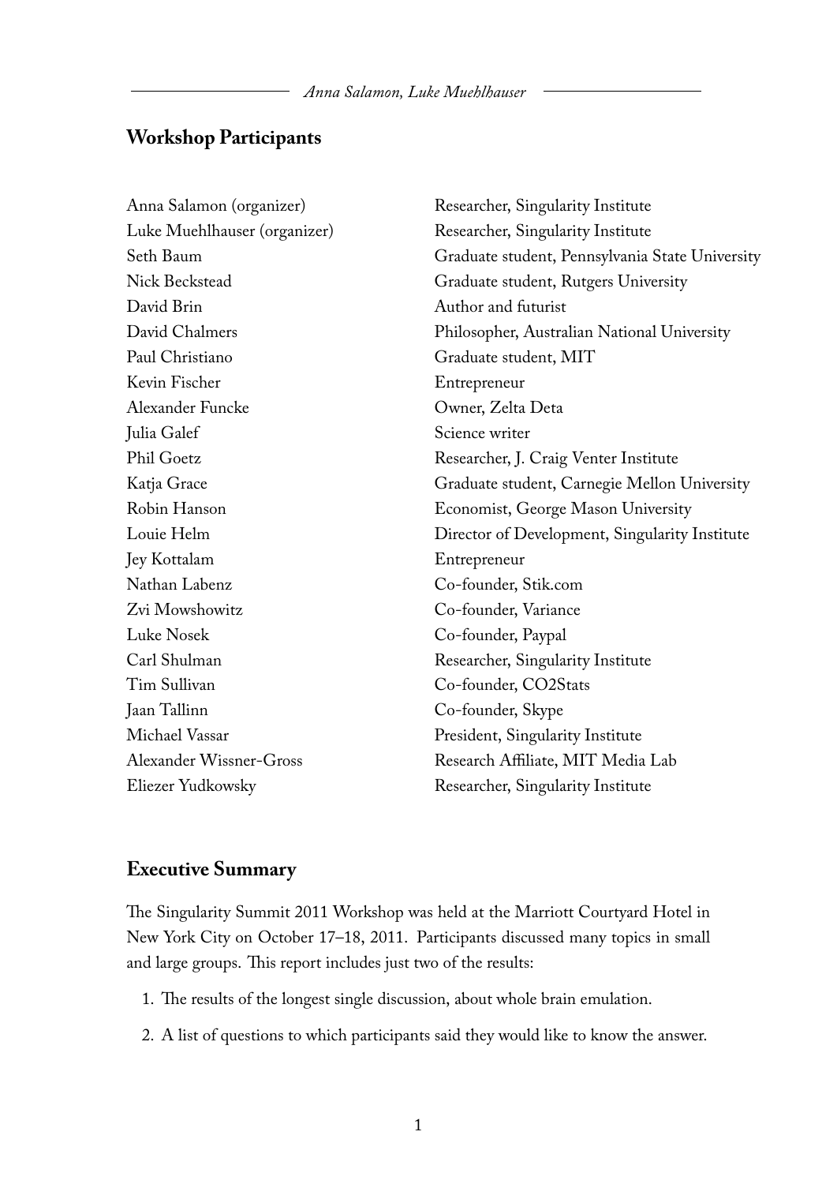## Workshop Participants

| | |
|---|---|
| Anna Salamon (organizer) | Researcher, Singularity Institute |
| Luke Muehlhauser (organizer) | Researcher, Singularity Institute |
| Seth Baum | Graduate student, Pennsylvania State University |
| Nick Beckstead | Graduate student, Rutgers University |
| David Brin | Author and futurist |
| David Chalmers | Philosopher, Australian National University |
| Paul Christiano | Graduate student, MIT |
| Kevin Fischer | Entrepreneur |
| Alexander Funcke | Owner, Zelta Deta |
| Julia Galef | Science writer |
| Phil Goetz | Researcher, J. Craig Venter Institute |
| Katja Grace | Graduate student, Carnegie Mellon University |
| Robin Hanson | Economist, George Mason University |
| Louie Helm | Director of Development, Singularity Institute |
| Jey Kottalam | Entrepreneur |
| Nathan Labenz | Co-founder, Stik.com |
| Zvi Mowshowitz | Co-founder, Variance |
| Luke Nosek | Co-founder, Paypal |
| Carl Shulman | Researcher, Singularity Institute |
| Tim Sullivan | Co-founder, CO2Stats |
| Jaan Tallinn | Co-founder, Skype |
| Michael Vassar | President, Singularity Institute |
| Alexander Wissner-Gross | Research Affiliate, MIT Media Lab |
| Eliezer Yudkowsky | Researcher, Singularity Institute |

## Executive Summary

The Singularity Summit 2011 Workshop was held at the Marriott Courtyard Hotel in New York City on October 17–18, 2011. Participants discussed many topics in small and large groups. This report includes just two of the results:

1. The results of the longest single discussion, about whole brain emulation.
2. A list of questions to which participants said they would like to know the answer.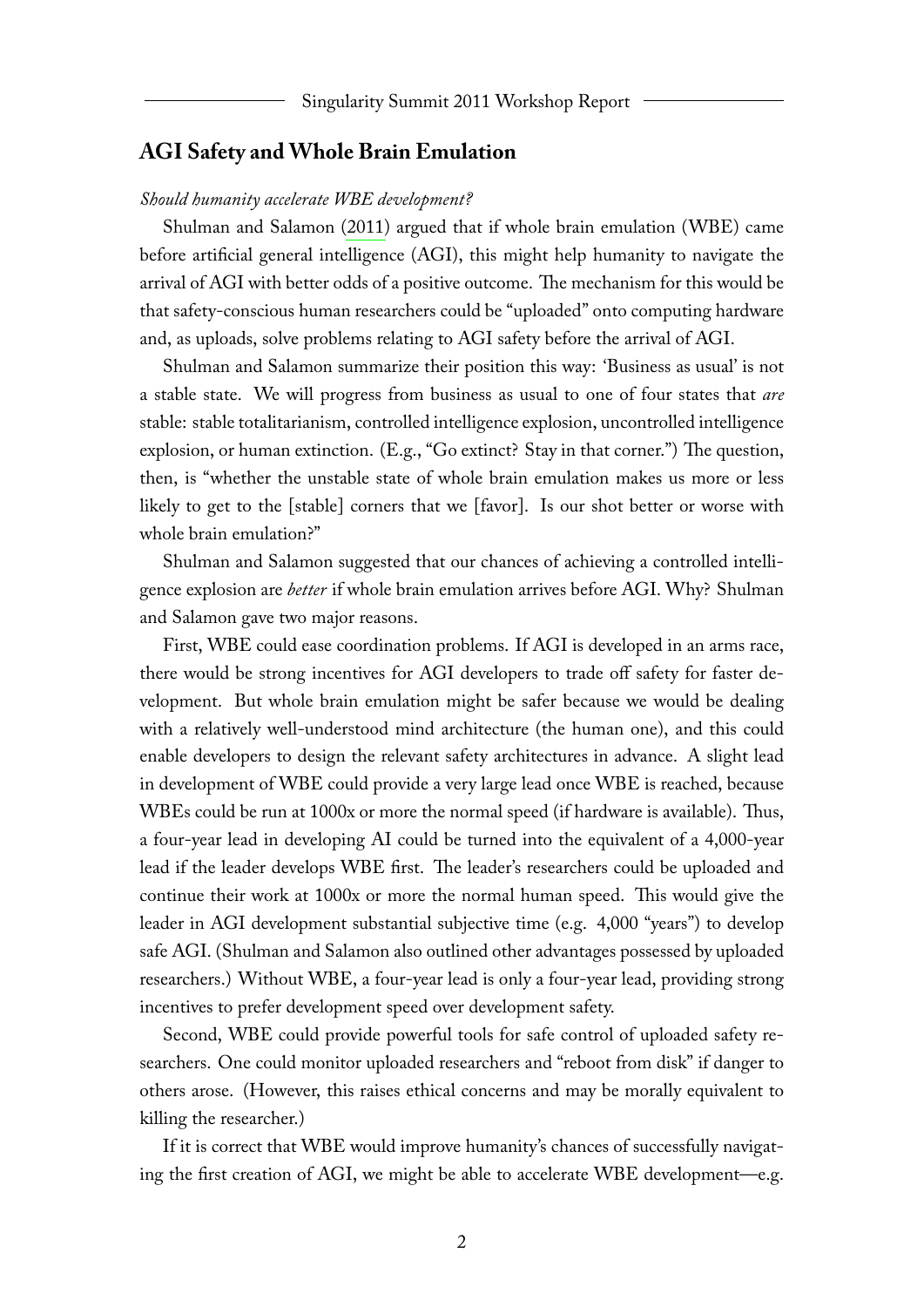## AGI Safety and Whole Brain Emulation

*Should humanity accelerate WBE development?*

Shulman and Salamon (2011) argued that if whole brain emulation (WBE) came before artificial general intelligence (AGI), this might help humanity to navigate the arrival of AGI with better odds of a positive outcome. The mechanism for this would be that safety-conscious human researchers could be "uploaded" onto computing hardware and, as uploads, solve problems relating to AGI safety before the arrival of AGI.

Shulman and Salamon summarize their position this way: 'Business as usual' is not a stable state. We will progress from business as usual to one of four states that *are* stable: stable totalitarianism, controlled intelligence explosion, uncontrolled intelligence explosion, or human extinction. (E.g., "Go extinct? Stay in that corner.") The question, then, is "whether the unstable state of whole brain emulation makes us more or less likely to get to the [stable] corners that we [favor]. Is our shot better or worse with whole brain emulation?"

Shulman and Salamon suggested that our chances of achieving a controlled intelligence explosion are *better* if whole brain emulation arrives before AGI. Why? Shulman and Salamon gave two major reasons.

First, WBE could ease coordination problems. If AGI is developed in an arms race, there would be strong incentives for AGI developers to trade off safety for faster development. But whole brain emulation might be safer because we would be dealing with a relatively well-understood mind architecture (the human one), and this could enable developers to design the relevant safety architectures in advance. A slight lead in development of WBE could provide a very large lead once WBE is reached, because WBEs could be run at 1000x or more the normal speed (if hardware is available). Thus, a four-year lead in developing AI could be turned into the equivalent of a 4,000-year lead if the leader develops WBE first. The leader's researchers could be uploaded and continue their work at 1000x or more the normal human speed. This would give the leader in AGI development substantial subjective time (e.g. 4,000 "years") to develop safe AGI. (Shulman and Salamon also outlined other advantages possessed by uploaded researchers.) Without WBE, a four-year lead is only a four-year lead, providing strong incentives to prefer development speed over development safety.

Second, WBE could provide powerful tools for safe control of uploaded safety researchers. One could monitor uploaded researchers and "reboot from disk" if danger to others arose. (However, this raises ethical concerns and may be morally equivalent to killing the researcher.)

If it is correct that WBE would improve humanity's chances of successfully navigating the first creation of AGI, we might be able to accelerate WBE development—e.g.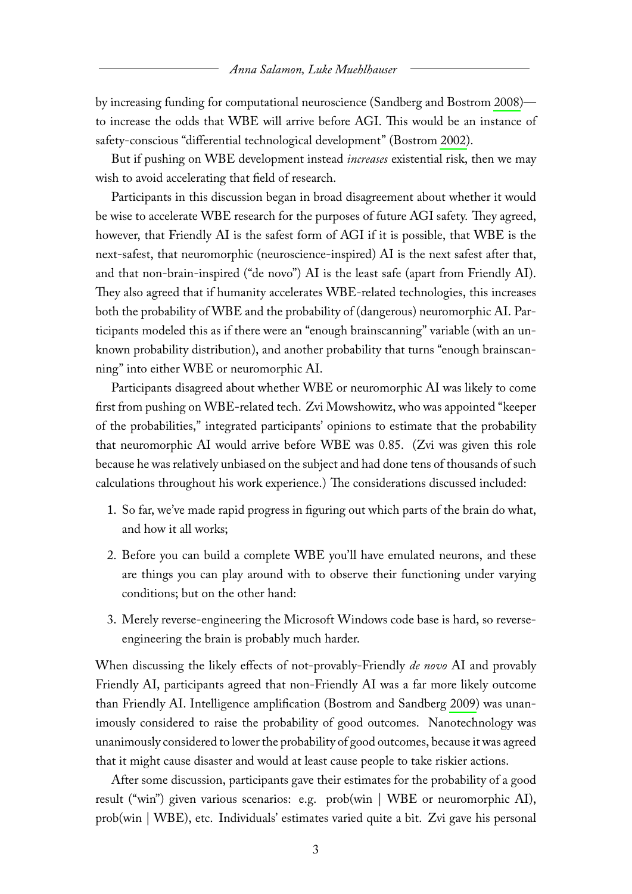by increasing funding for computational neuroscience (Sandberg and Bostrom 2008)—to increase the odds that WBE will arrive before AGI. This would be an instance of safety-conscious "differential technological development" (Bostrom 2002).

But if pushing on WBE development instead *increases* existential risk, then we may wish to avoid accelerating that field of research.

Participants in this discussion began in broad disagreement about whether it would be wise to accelerate WBE research for the purposes of future AGI safety. They agreed, however, that Friendly AI is the safest form of AGI if it is possible, that WBE is the next-safest, that neuromorphic (neuroscience-inspired) AI is the next safest after that, and that non-brain-inspired ("de novo") AI is the least safe (apart from Friendly AI). They also agreed that if humanity accelerates WBE-related technologies, this increases both the probability of WBE and the probability of (dangerous) neuromorphic AI. Participants modeled this as if there were an "enough brainscanning" variable (with an unknown probability distribution), and another probability that turns "enough brainscanning" into either WBE or neuromorphic AI.

Participants disagreed about whether WBE or neuromorphic AI was likely to come first from pushing on WBE-related tech. Zvi Mowshowitz, who was appointed "keeper of the probabilities," integrated participants' opinions to estimate that the probability that neuromorphic AI would arrive before WBE was 0.85. (Zvi was given this role because he was relatively unbiased on the subject and had done tens of thousands of such calculations throughout his work experience.) The considerations discussed included:

1. So far, we've made rapid progress in figuring out which parts of the brain do what, and how it all works;
2. Before you can build a complete WBE you'll have emulated neurons, and these are things you can play around with to observe their functioning under varying conditions; but on the other hand:
3. Merely reverse-engineering the Microsoft Windows code base is hard, so reverse-engineering the brain is probably much harder.

When discussing the likely effects of not-provably-Friendly *de novo* AI and provably Friendly AI, participants agreed that non-Friendly AI was a far more likely outcome than Friendly AI. Intelligence amplification (Bostrom and Sandberg 2009) was unanimously considered to raise the probability of good outcomes. Nanotechnology was unanimously considered to lower the probability of good outcomes, because it was agreed that it might cause disaster and would at least cause people to take riskier actions.

After some discussion, participants gave their estimates for the probability of a good result ("win") given various scenarios: e.g. prob(win | WBE or neuromorphic AI), prob(win | WBE), etc. Individuals' estimates varied quite a bit. Zvi gave his personal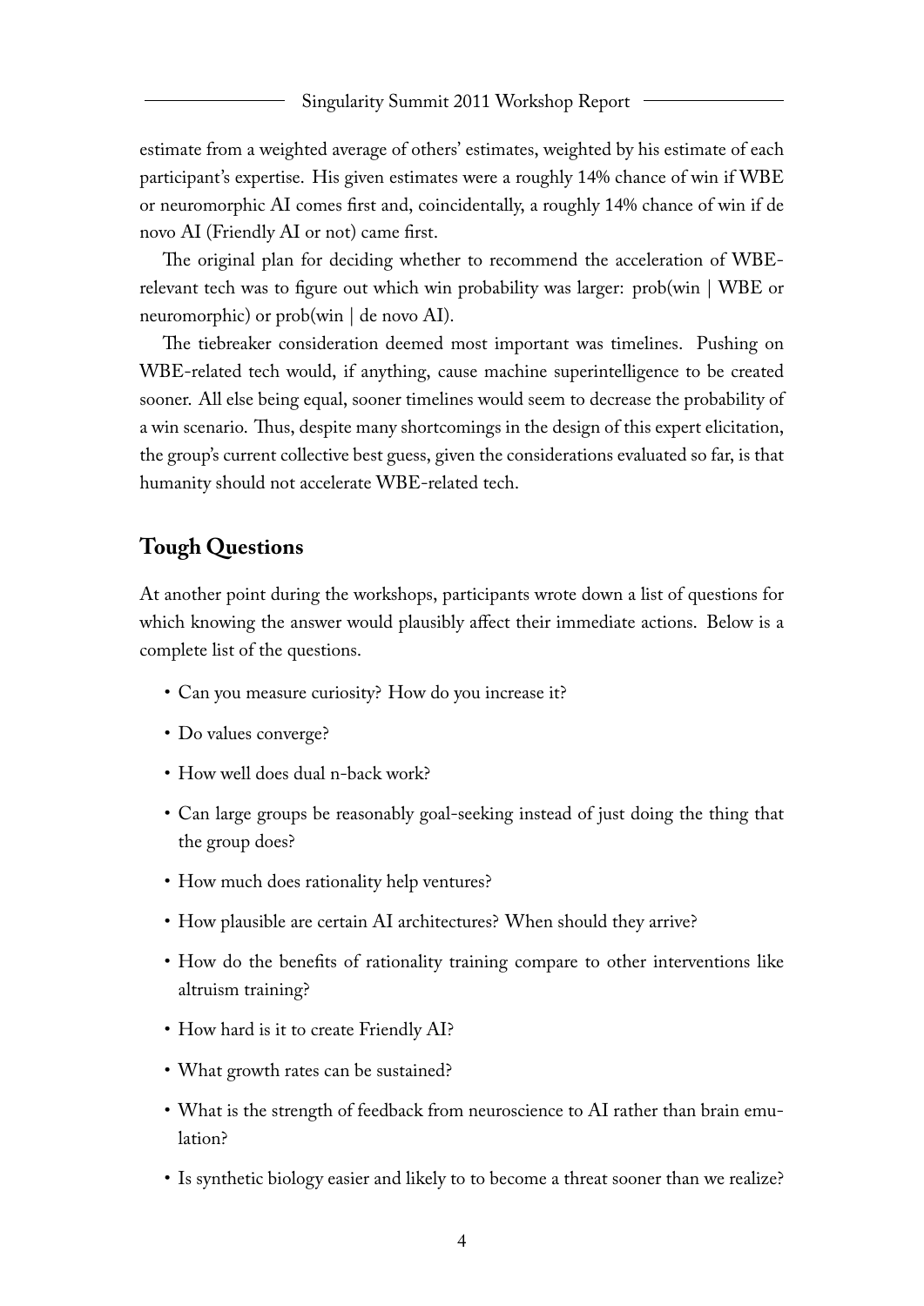estimate from a weighted average of others' estimates, weighted by his estimate of each participant's expertise. His given estimates were a roughly 14% chance of win if WBE or neuromorphic AI comes first and, coincidentally, a roughly 14% chance of win if de novo AI (Friendly AI or not) came first.

The original plan for deciding whether to recommend the acceleration of WBE-relevant tech was to figure out which win probability was larger: prob(win | WBE or neuromorphic) or prob(win | de novo AI).

The tiebreaker consideration deemed most important was timelines. Pushing on WBE-related tech would, if anything, cause machine superintelligence to be created sooner. All else being equal, sooner timelines would seem to decrease the probability of a win scenario. Thus, despite many shortcomings in the design of this expert elicitation, the group's current collective best guess, given the considerations evaluated so far, is that humanity should not accelerate WBE-related tech.

## Tough Questions

At another point during the workshops, participants wrote down a list of questions for which knowing the answer would plausibly affect their immediate actions. Below is a complete list of the questions.

- Can you measure curiosity? How do you increase it?
- Do values converge?
- How well does dual n-back work?
- Can large groups be reasonably goal-seeking instead of just doing the thing that the group does?
- How much does rationality help ventures?
- How plausible are certain AI architectures? When should they arrive?
- How do the benefits of rationality training compare to other interventions like altruism training?
- How hard is it to create Friendly AI?
- What growth rates can be sustained?
- What is the strength of feedback from neuroscience to AI rather than brain emulation?
- Is synthetic biology easier and likely to to become a threat sooner than we realize?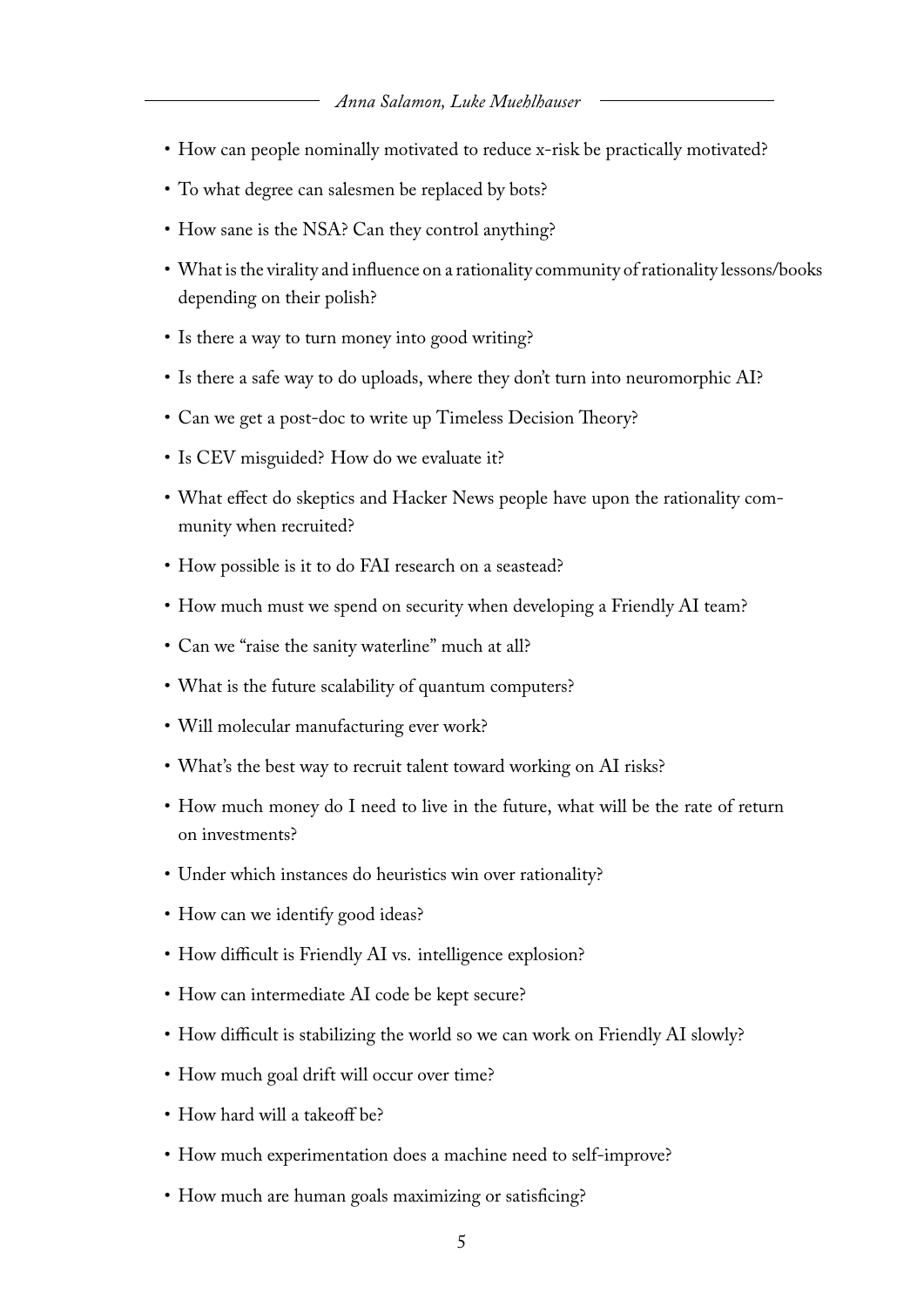- How can people nominally motivated to reduce x-risk be practically motivated?
- To what degree can salesmen be replaced by bots?
- How sane is the NSA? Can they control anything?
- What is the virality and influence on a rationality community of rationality lessons/books depending on their polish?
- Is there a way to turn money into good writing?
- Is there a safe way to do uploads, where they don't turn into neuromorphic AI?
- Can we get a post-doc to write up Timeless Decision Theory?
- Is CEV misguided? How do we evaluate it?
- What effect do skeptics and Hacker News people have upon the rationality community when recruited?
- How possible is it to do FAI research on a seastead?
- How much must we spend on security when developing a Friendly AI team?
- Can we "raise the sanity waterline" much at all?
- What is the future scalability of quantum computers?
- Will molecular manufacturing ever work?
- What's the best way to recruit talent toward working on AI risks?
- How much money do I need to live in the future, what will be the rate of return on investments?
- Under which instances do heuristics win over rationality?
- How can we identify good ideas?
- How difficult is Friendly AI vs. intelligence explosion?
- How can intermediate AI code be kept secure?
- How difficult is stabilizing the world so we can work on Friendly AI slowly?
- How much goal drift will occur over time?
- How hard will a takeoff be?
- How much experimentation does a machine need to self-improve?
- How much are human goals maximizing or satisficing?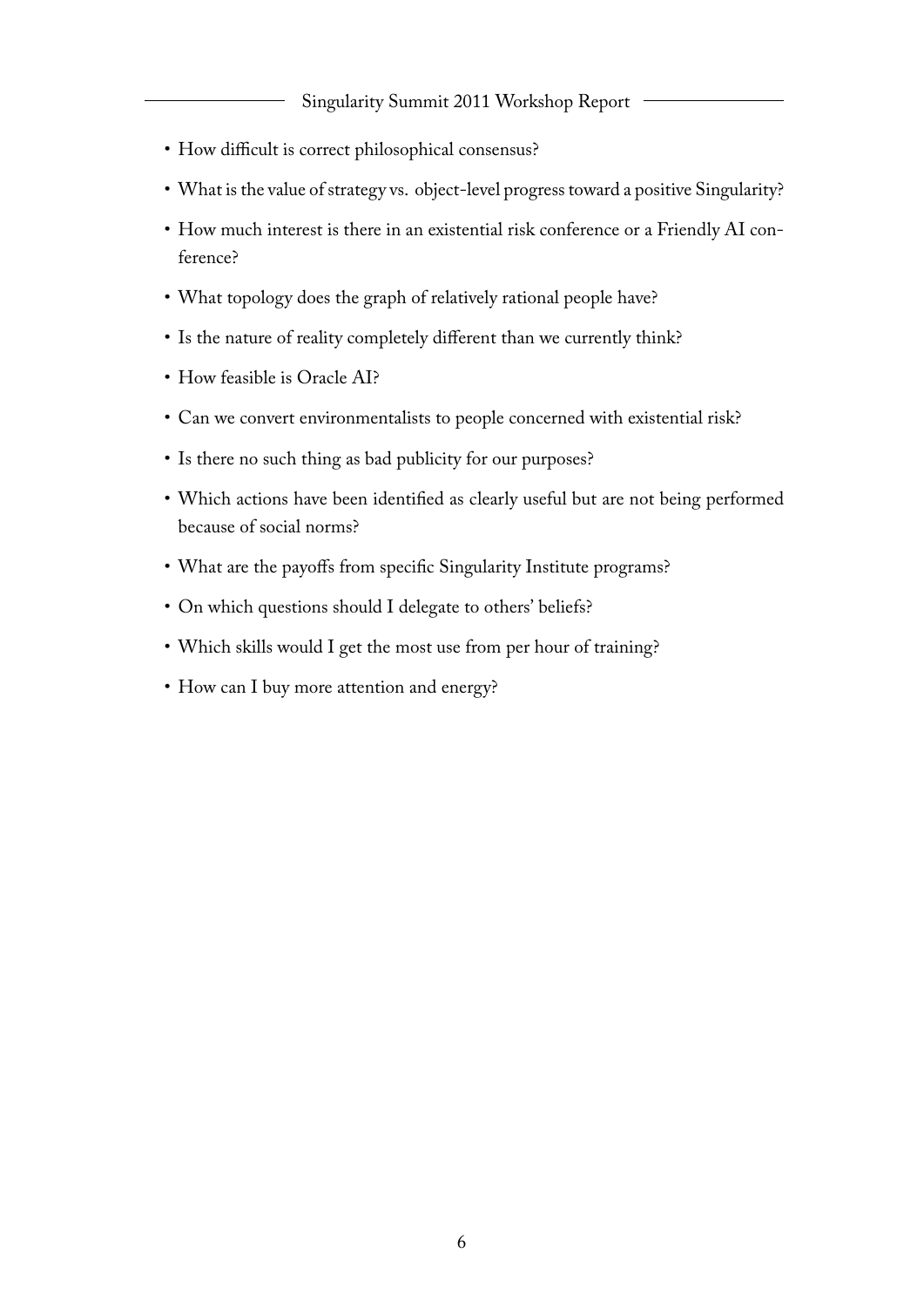- How difficult is correct philosophical consensus?
- What is the value of strategy vs. object-level progress toward a positive Singularity?
- How much interest is there in an existential risk conference or a Friendly AI conference?
- What topology does the graph of relatively rational people have?
- Is the nature of reality completely different than we currently think?
- How feasible is Oracle AI?
- Can we convert environmentalists to people concerned with existential risk?
- Is there no such thing as bad publicity for our purposes?
- Which actions have been identified as clearly useful but are not being performed because of social norms?
- What are the payoffs from specific Singularity Institute programs?
- On which questions should I delegate to others' beliefs?
- Which skills would I get the most use from per hour of training?
- How can I buy more attention and energy?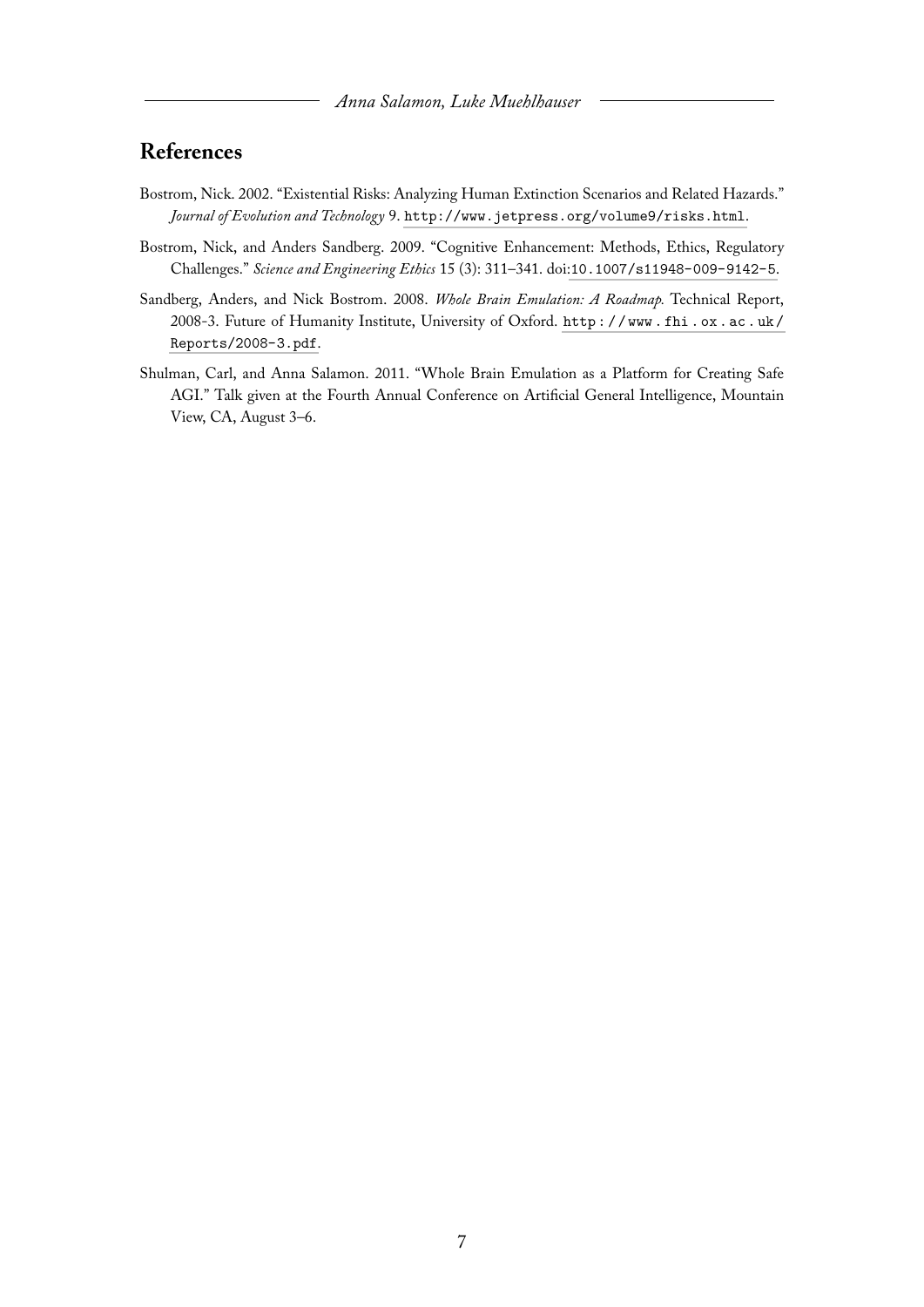## References

Bostrom, Nick. 2002. "Existential Risks: Analyzing Human Extinction Scenarios and Related Hazards." *Journal of Evolution and Technology* 9. http://www.jetpress.org/volume9/risks.html.

Bostrom, Nick, and Anders Sandberg. 2009. "Cognitive Enhancement: Methods, Ethics, Regulatory Challenges." *Science and Engineering Ethics* 15 (3): 311–341. doi:10.1007/s11948-009-9142-5.

Sandberg, Anders, and Nick Bostrom. 2008. *Whole Brain Emulation: A Roadmap.* Technical Report, 2008-3. Future of Humanity Institute, University of Oxford. http://www.fhi.ox.ac.uk/Reports/2008-3.pdf.

Shulman, Carl, and Anna Salamon. 2011. "Whole Brain Emulation as a Platform for Creating Safe AGI." Talk given at the Fourth Annual Conference on Artificial General Intelligence, Mountain View, CA, August 3–6.